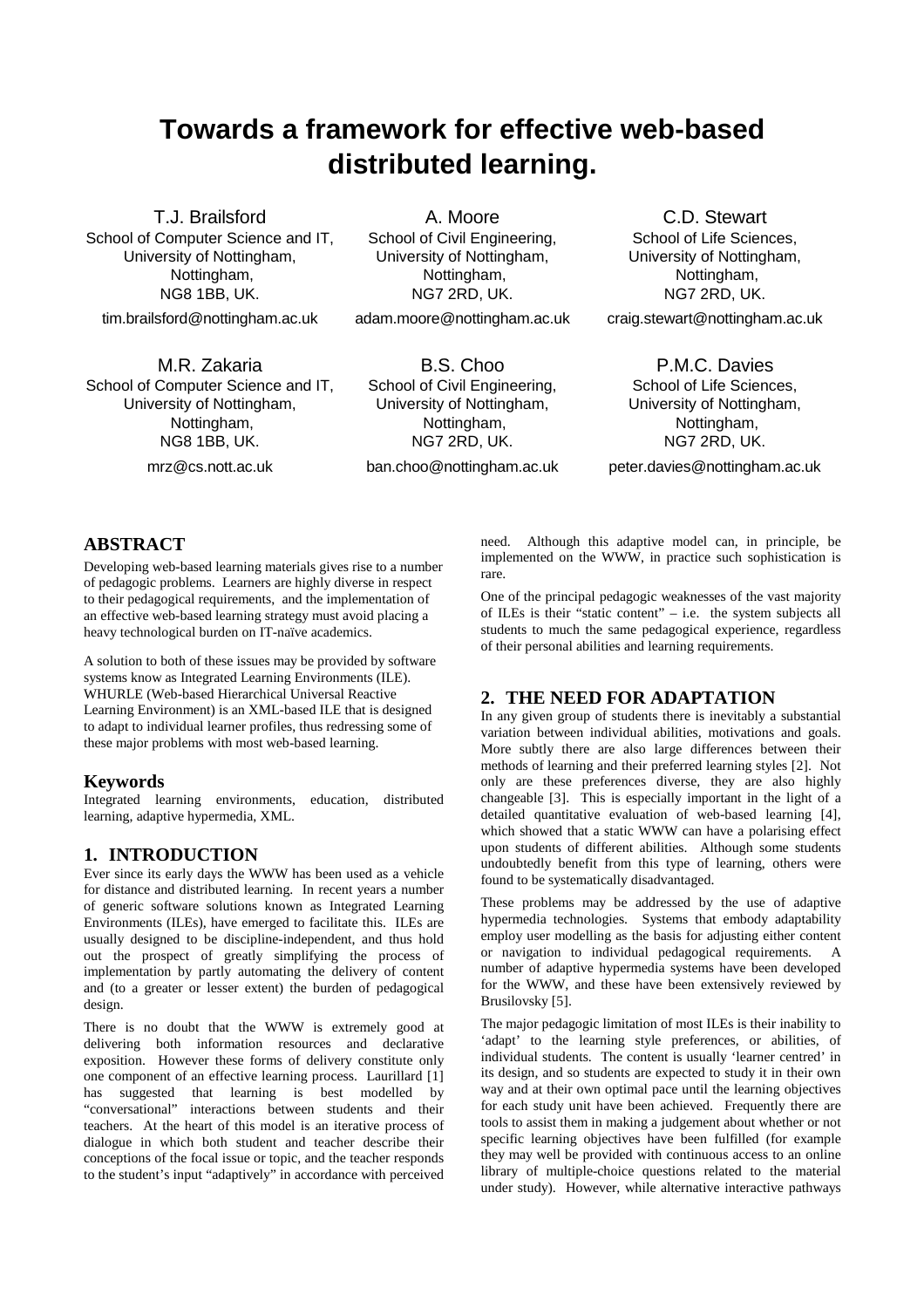# Towards a framework for effective web-based distributed learning.

T.J. Brailsford
School of Computer Science and IT,
University of Nottingham,
Nottingham,
NG8 1BB, UK.
tim.brailsford@nottingham.ac.uk

A. Moore
School of Civil Engineering,
University of Nottingham,
Nottingham,
NG7 2RD, UK.
adam.moore@nottingham.ac.uk

C.D. Stewart
School of Life Sciences,
University of Nottingham,
Nottingham,
NG7 2RD, UK.
craig.stewart@nottingham.ac.uk

M.R. Zakaria
School of Computer Science and IT,
University of Nottingham,
Nottingham,
NG8 1BB, UK.
mrz@cs.nott.ac.uk

B.S. Choo
School of Civil Engineering,
University of Nottingham,
Nottingham,
NG7 2RD, UK.
ban.choo@nottingham.ac.uk

P.M.C. Davies
School of Life Sciences,
University of Nottingham,
Nottingham,
NG7 2RD, UK.
peter.davies@nottingham.ac.uk

## ABSTRACT

Developing web-based learning materials gives rise to a number of pedagogic problems. Learners are highly diverse in respect to their pedagogical requirements, and the implementation of an effective web-based learning strategy must avoid placing a heavy technological burden on IT-naïve academics.

A solution to both of these issues may be provided by software systems know as Integrated Learning Environments (ILE). WHURLE (Web-based Hierarchical Universal Reactive Learning Environment) is an XML-based ILE that is designed to adapt to individual learner profiles, thus redressing some of these major problems with most web-based learning.

### Keywords

Integrated learning environments, education, distributed learning, adaptive hypermedia, XML.

## 1. INTRODUCTION

Ever since its early days the WWW has been used as a vehicle for distance and distributed learning. In recent years a number of generic software solutions known as Integrated Learning Environments (ILEs), have emerged to facilitate this. ILEs are usually designed to be discipline-independent, and thus hold out the prospect of greatly simplifying the process of implementation by partly automating the delivery of content and (to a greater or lesser extent) the burden of pedagogical design.

There is no doubt that the WWW is extremely good at delivering both information resources and declarative exposition. However these forms of delivery constitute only one component of an effective learning process. Laurillard [1] has suggested that learning is best modelled by "conversational" interactions between students and their teachers. At the heart of this model is an iterative process of dialogue in which both student and teacher describe their conceptions of the focal issue or topic, and the teacher responds to the student's input "adaptively" in accordance with perceived need. Although this adaptive model can, in principle, be implemented on the WWW, in practice such sophistication is rare.

One of the principal pedagogic weaknesses of the vast majority of ILEs is their "static content" – i.e. the system subjects all students to much the same pedagogical experience, regardless of their personal abilities and learning requirements.

## 2. THE NEED FOR ADAPTATION

In any given group of students there is inevitably a substantial variation between individual abilities, motivations and goals. More subtly there are also large differences between their methods of learning and their preferred learning styles [2]. Not only are these preferences diverse, they are also highly changeable [3]. This is especially important in the light of a detailed quantitative evaluation of web-based learning [4], which showed that a static WWW can have a polarising effect upon students of different abilities. Although some students undoubtedly benefit from this type of learning, others were found to be systematically disadvantaged.

These problems may be addressed by the use of adaptive hypermedia technologies. Systems that embody adaptability employ user modelling as the basis for adjusting either content or navigation to individual pedagogical requirements. A number of adaptive hypermedia systems have been developed for the WWW, and these have been extensively reviewed by Brusilovsky [5].

The major pedagogic limitation of most ILEs is their inability to 'adapt' to the learning style preferences, or abilities, of individual students. The content is usually 'learner centred' in its design, and so students are expected to study it in their own way and at their own optimal pace until the learning objectives for each study unit have been achieved. Frequently there are tools to assist them in making a judgement about whether or not specific learning objectives have been fulfilled (for example they may well be provided with continuous access to an online library of multiple-choice questions related to the material under study). However, while alternative interactive pathways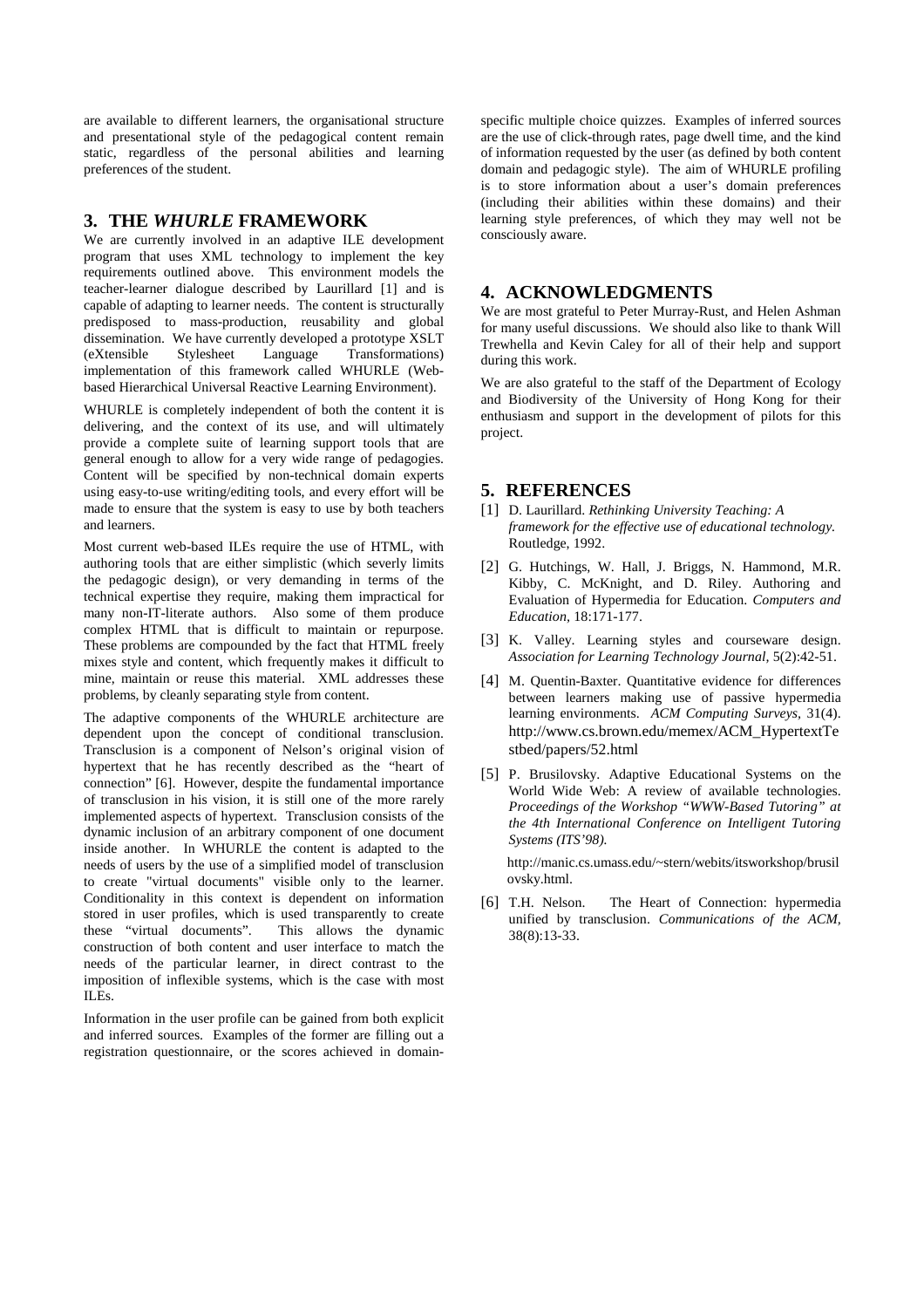are available to different learners, the organisational structure and presentational style of the pedagogical content remain static, regardless of the personal abilities and learning preferences of the student.

## 3. THE *WHURLE* FRAMEWORK

We are currently involved in an adaptive ILE development program that uses XML technology to implement the key requirements outlined above. This environment models the teacher-learner dialogue described by Laurillard [1] and is capable of adapting to learner needs. The content is structurally predisposed to mass-production, reusability and global dissemination. We have currently developed a prototype XSLT (eXtensible Stylesheet Language Transformations) implementation of this framework called WHURLE (Web-based Hierarchical Universal Reactive Learning Environment).

WHURLE is completely independent of both the content it is delivering, and the context of its use, and will ultimately provide a complete suite of learning support tools that are general enough to allow for a very wide range of pedagogies. Content will be specified by non-technical domain experts using easy-to-use writing/editing tools, and every effort will be made to ensure that the system is easy to use by both teachers and learners.

Most current web-based ILEs require the use of HTML, with authoring tools that are either simplistic (which severly limits the pedagogic design), or very demanding in terms of the technical expertise they require, making them impractical for many non-IT-literate authors. Also some of them produce complex HTML that is difficult to maintain or repurpose. These problems are compounded by the fact that HTML freely mixes style and content, which frequently makes it difficult to mine, maintain or reuse this material. XML addresses these problems, by cleanly separating style from content.

The adaptive components of the WHURLE architecture are dependent upon the concept of conditional transclusion. Transclusion is a component of Nelson's original vision of hypertext that he has recently described as the "heart of connection" [6]. However, despite the fundamental importance of transclusion in his vision, it is still one of the more rarely implemented aspects of hypertext. Transclusion consists of the dynamic inclusion of an arbitrary component of one document inside another. In WHURLE the content is adapted to the needs of users by the use of a simplified model of transclusion to create "virtual documents" visible only to the learner. Conditionality in this context is dependent on information stored in user profiles, which is used transparently to create these "virtual documents". This allows the dynamic construction of both content and user interface to match the needs of the particular learner, in direct contrast to the imposition of inflexible systems, which is the case with most ILEs.

Information in the user profile can be gained from both explicit and inferred sources. Examples of the former are filling out a registration questionnaire, or the scores achieved in domain-specific multiple choice quizzes. Examples of inferred sources are the use of click-through rates, page dwell time, and the kind of information requested by the user (as defined by both content domain and pedagogic style). The aim of WHURLE profiling is to store information about a user's domain preferences (including their abilities within these domains) and their learning style preferences, of which they may well not be consciously aware.

## 4. ACKNOWLEDGMENTS

We are most grateful to Peter Murray-Rust, and Helen Ashman for many useful discussions. We should also like to thank Will Trewhella and Kevin Caley for all of their help and support during this work.

We are also grateful to the staff of the Department of Ecology and Biodiversity of the University of Hong Kong for their enthusiasm and support in the development of pilots for this project.

## 5. REFERENCES

[1] D. Laurillard. *Rethinking University Teaching: A framework for the effective use of educational technology.* Routledge, 1992.

[2] G. Hutchings, W. Hall, J. Briggs, N. Hammond, M.R. Kibby, C. McKnight, and D. Riley. Authoring and Evaluation of Hypermedia for Education. *Computers and Education*, 18:171-177.

[3] K. Valley. Learning styles and courseware design. *Association for Learning Technology Journal*, 5(2):42-51.

[4] M. Quentin-Baxter. Quantitative evidence for differences between learners making use of passive hypermedia learning environments. *ACM Computing Surveys*, 31(4). http://www.cs.brown.edu/memex/ACM_HypertextTestbed/papers/52.html

[5] P. Brusilovsky. Adaptive Educational Systems on the World Wide Web: A review of available technologies. *Proceedings of the Workshop "WWW-Based Tutoring" at the 4th International Conference on Intelligent Tutoring Systems (ITS'98).*

http://manic.cs.umass.edu/~stern/webits/itsworkshop/brusilovsky.html.

[6] T.H. Nelson. The Heart of Connection: hypermedia unified by transclusion. *Communications of the ACM*, 38(8):13-33.